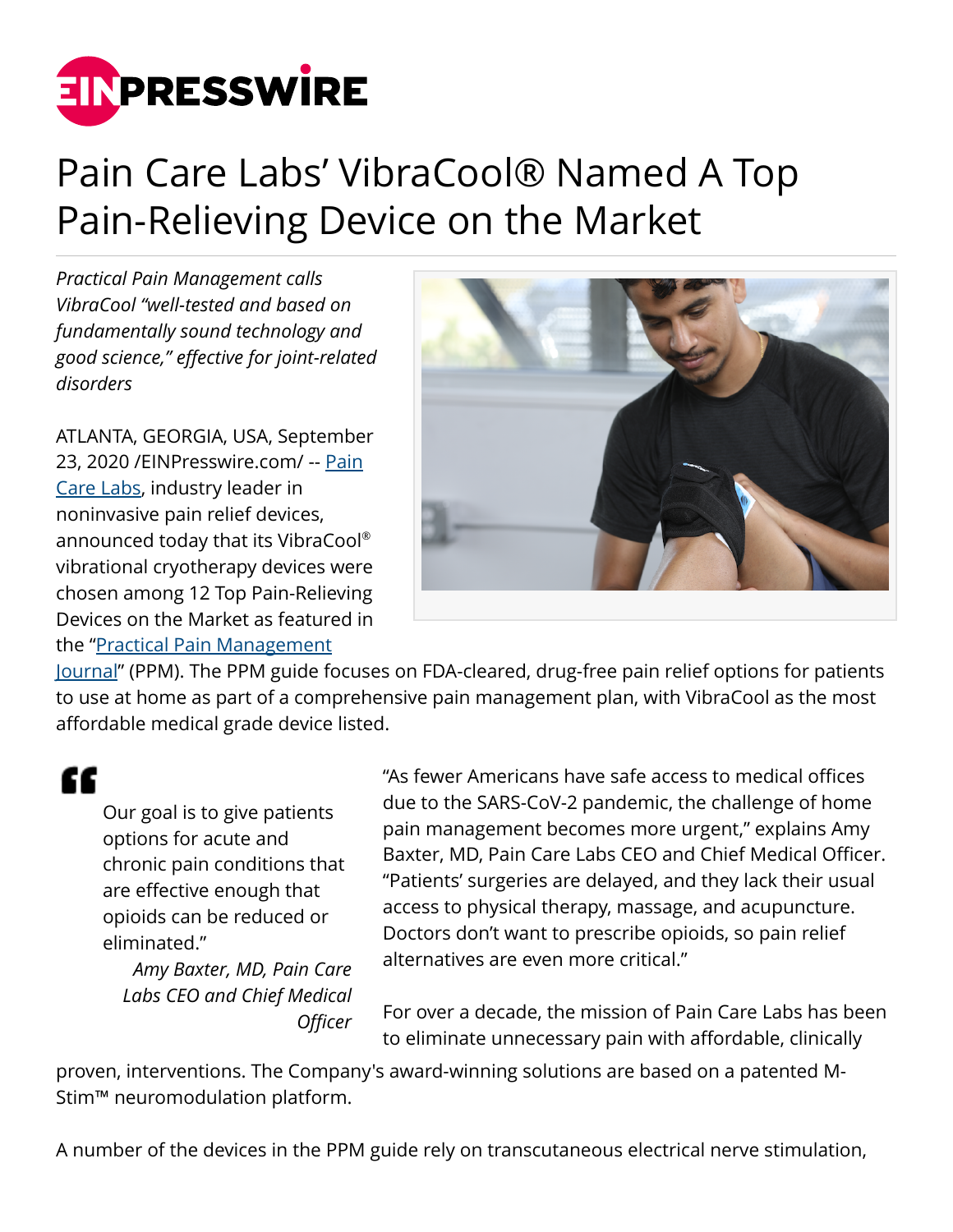# Pain Care Labs' VibraCool® Named A Top Pain-Relieving Device on the Market

*Practical Pain Management calls VibraCool "well-tested and based on fundamentally sound technology and good science," effective for joint-related disorders*

ATLANTA, GEORGIA, USA, September 23, 2020 /EINPresswire.com/ -- Pain Care Labs, industry leader in noninvasive pain relief devices, announced today that its VibraCool® vibrational cryotherapy devices were chosen among 12 Top Pain-Relieving Devices on the Market as featured in the "Practical Pain Management Journal" (PPM). The PPM guide focuses on FDA-cleared, drug-free pain relief options for patients to use at home as part of a comprehensive pain management plan, with VibraCool as the most affordable medical grade device listed.

> Our goal is to give patients options for acute and chronic pain conditions that are effective enough that opioids can be reduced or eliminated."
>
> *Amy Baxter, MD, Pain Care Labs CEO and Chief Medical Officer*

"As fewer Americans have safe access to medical offices due to the SARS-CoV-2 pandemic, the challenge of home pain management becomes more urgent," explains Amy Baxter, MD, Pain Care Labs CEO and Chief Medical Officer. "Patients' surgeries are delayed, and they lack their usual access to physical therapy, massage, and acupuncture. Doctors don't want to prescribe opioids, so pain relief alternatives are even more critical."

For over a decade, the mission of Pain Care Labs has been to eliminate unnecessary pain with affordable, clinically proven, interventions. The Company's award-winning solutions are based on a patented M-Stim™ neuromodulation platform.

A number of the devices in the PPM guide rely on transcutaneous electrical nerve stimulation,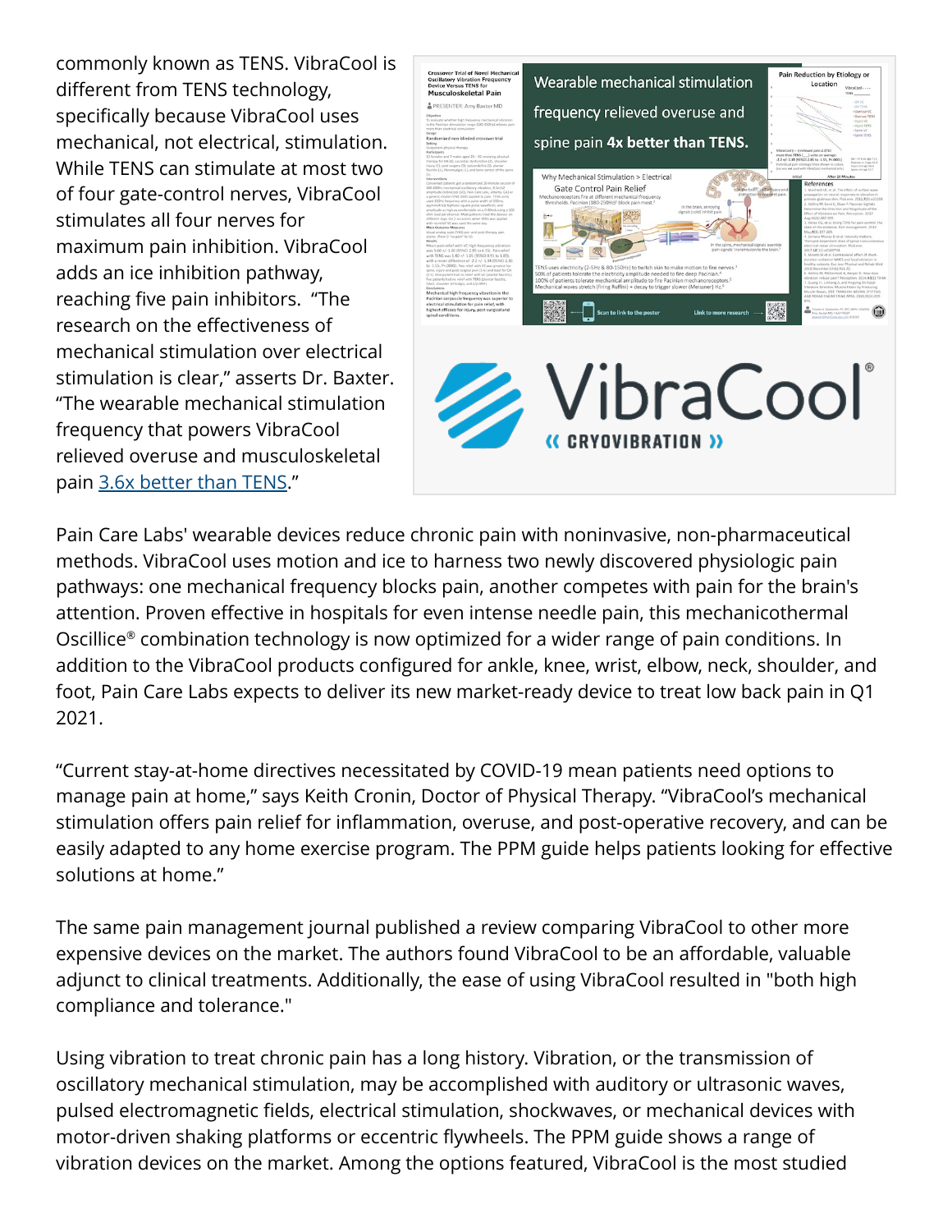commonly known as TENS. VibraCool is different from TENS technology, specifically because VibraCool uses mechanical, not electrical, stimulation. While TENS can stimulate at most two of four gate-control nerves, VibraCool stimulates all four nerves for maximum pain inhibition. VibraCool adds an ice inhibition pathway, reaching five pain inhibitors. "The research on the effectiveness of mechanical stimulation over electrical stimulation is clear," asserts Dr. Baxter. "The wearable mechanical stimulation frequency that powers VibraCool relieved overuse and musculoskeletal pain 3.6x better than TENS."

Pain Care Labs' wearable devices reduce chronic pain with noninvasive, non-pharmaceutical methods. VibraCool uses motion and ice to harness two newly discovered physiologic pain pathways: one mechanical frequency blocks pain, another competes with pain for the brain's attention. Proven effective in hospitals for even intense needle pain, this mechanicothermal Oscillice® combination technology is now optimized for a wider range of pain conditions. In addition to the VibraCool products configured for ankle, knee, wrist, elbow, neck, shoulder, and foot, Pain Care Labs expects to deliver its new market-ready device to treat low back pain in Q1 2021.

"Current stay-at-home directives necessitated by COVID-19 mean patients need options to manage pain at home," says Keith Cronin, Doctor of Physical Therapy. "VibraCool's mechanical stimulation offers pain relief for inflammation, overuse, and post-operative recovery, and can be easily adapted to any home exercise program. The PPM guide helps patients looking for effective solutions at home."

The same pain management journal published a review comparing VibraCool to other more expensive devices on the market. The authors found VibraCool to be an affordable, valuable adjunct to clinical treatments. Additionally, the ease of using VibraCool resulted in "both high compliance and tolerance."

Using vibration to treat chronic pain has a long history. Vibration, or the transmission of oscillatory mechanical stimulation, may be accomplished with auditory or ultrasonic waves, pulsed electromagnetic fields, electrical stimulation, shockwaves, or mechanical devices with motor-driven shaking platforms or eccentric flywheels. The PPM guide shows a range of vibration devices on the market. Among the options featured, VibraCool is the most studied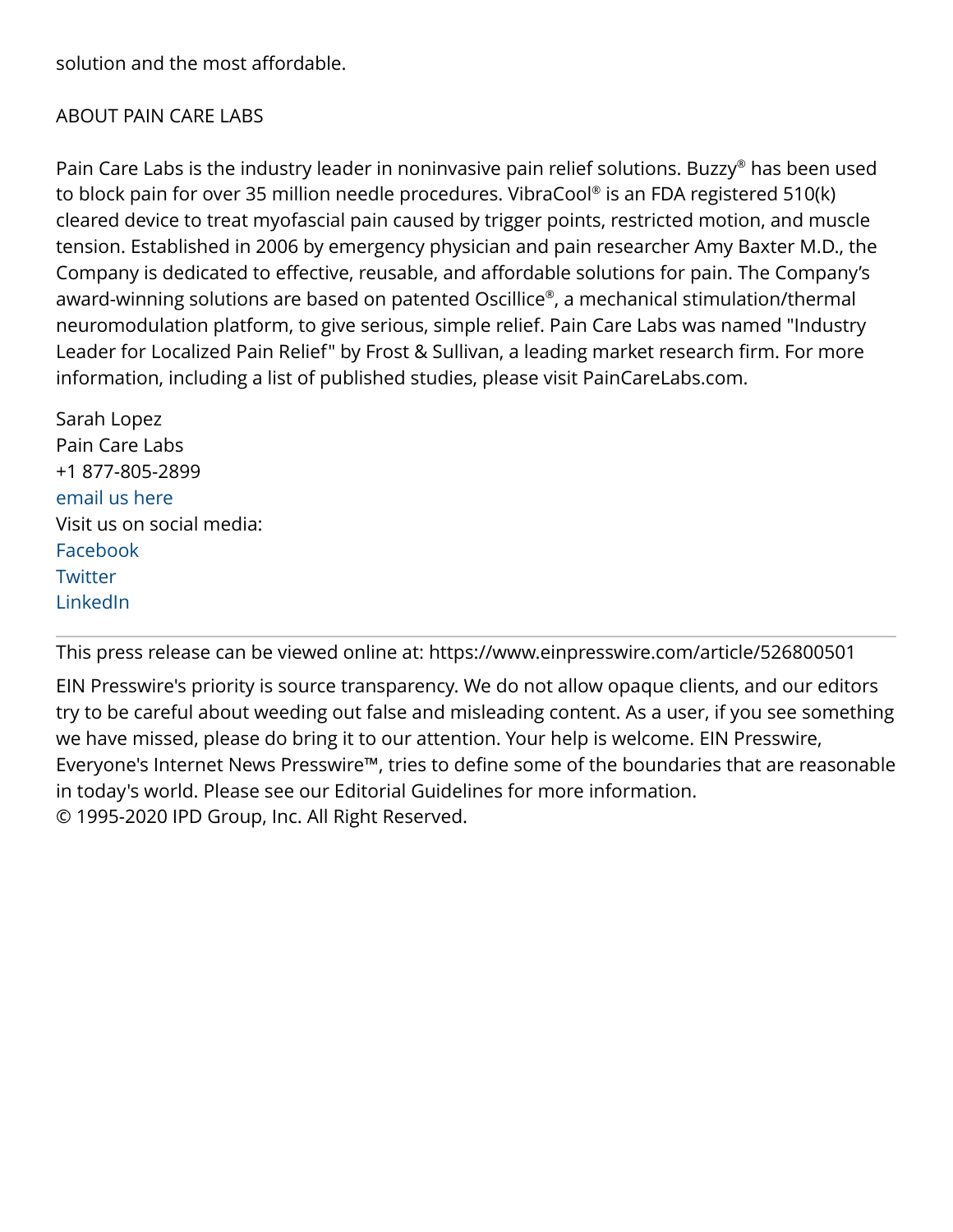solution and the most affordable.

ABOUT PAIN CARE LABS

Pain Care Labs is the industry leader in noninvasive pain relief solutions. Buzzy® has been used to block pain for over 35 million needle procedures. VibraCool® is an FDA registered 510(k) cleared device to treat myofascial pain caused by trigger points, restricted motion, and muscle tension. Established in 2006 by emergency physician and pain researcher Amy Baxter M.D., the Company is dedicated to effective, reusable, and affordable solutions for pain. The Company's award-winning solutions are based on patented Oscillice®, a mechanical stimulation/thermal neuromodulation platform, to give serious, simple relief. Pain Care Labs was named "Industry Leader for Localized Pain Relief" by Frost & Sullivan, a leading market research firm. For more information, including a list of published studies, please visit PainCareLabs.com.

Sarah Lopez
Pain Care Labs
+1 877-805-2899
email us here
Visit us on social media:
Facebook
Twitter
LinkedIn

---

This press release can be viewed online at: https://www.einpresswire.com/article/526800501

EIN Presswire's priority is source transparency. We do not allow opaque clients, and our editors try to be careful about weeding out false and misleading content. As a user, if you see something we have missed, please do bring it to our attention. Your help is welcome. EIN Presswire, Everyone's Internet News Presswire™, tries to define some of the boundaries that are reasonable in today's world. Please see our Editorial Guidelines for more information.
© 1995-2020 IPD Group, Inc. All Right Reserved.